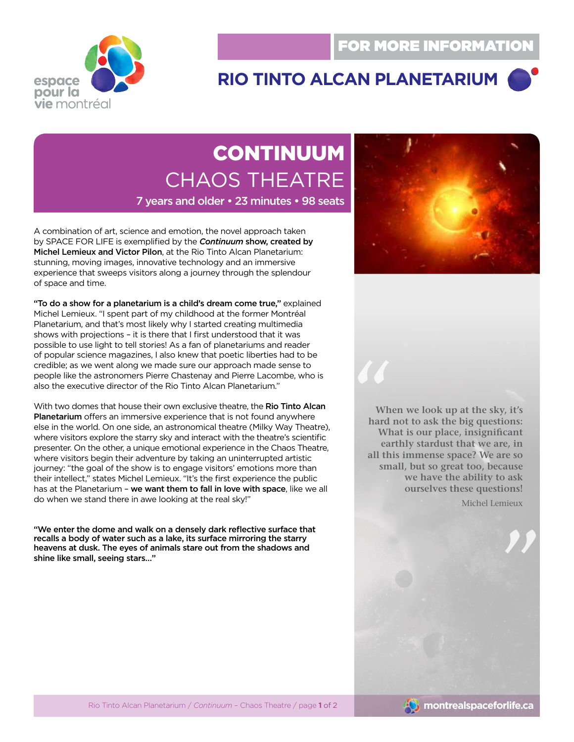FOR MORE INFORMATION

## RIO TINTO ALCAN PLANETARIUM

# CONTINUUM
## CHAOS THEATRE

7 years and older • 23 minutes • 98 seats

A combination of art, science and emotion, the novel approach taken by SPACE FOR LIFE is exemplified by the ***Continuum*** **show, created by Michel Lemieux and Victor Pilon**, at the Rio Tinto Alcan Planetarium: stunning, moving images, innovative technology and an immersive experience that sweeps visitors along a journey through the splendour of space and time.

**"To do a show for a planetarium is a child's dream come true,"** explained Michel Lemieux. "I spent part of my childhood at the former Montréal Planetarium, and that's most likely why I started creating multimedia shows with projections – it is there that I first understood that it was possible to use light to tell stories! As a fan of planetariums and reader of popular science magazines, I also knew that poetic liberties had to be credible; as we went along we made sure our approach made sense to people like the astronomers Pierre Chastenay and Pierre Lacombe, who is also the executive director of the Rio Tinto Alcan Planetarium."

With two domes that house their own exclusive theatre, the **Rio Tinto Alcan Planetarium** offers an immersive experience that is not found anywhere else in the world. On one side, an astronomical theatre (Milky Way Theatre), where visitors explore the starry sky and interact with the theatre's scientific presenter. On the other, a unique emotional experience in the Chaos Theatre, where visitors begin their adventure by taking an uninterrupted artistic journey: "the goal of the show is to engage visitors' emotions more than their intellect," states Michel Lemieux. "It's the first experience the public has at the Planetarium – **we want them to fall in love with space**, like we all do when we stand there in awe looking at the real sky!"

**"We enter the dome and walk on a densely dark reflective surface that recalls a body of water such as a lake, its surface mirroring the starry heavens at dusk. The eyes of animals stare out from the shadows and shine like small, seeing stars..."**

> "When we look up at the sky, it's hard not to ask the big questions: What is our place, insignificant earthly stardust that we are, in all this immense space? We are so small, but so great too, because we have the ability to ask ourselves these questions!"
>
> Michel Lemieux

montrealspaceforlife.ca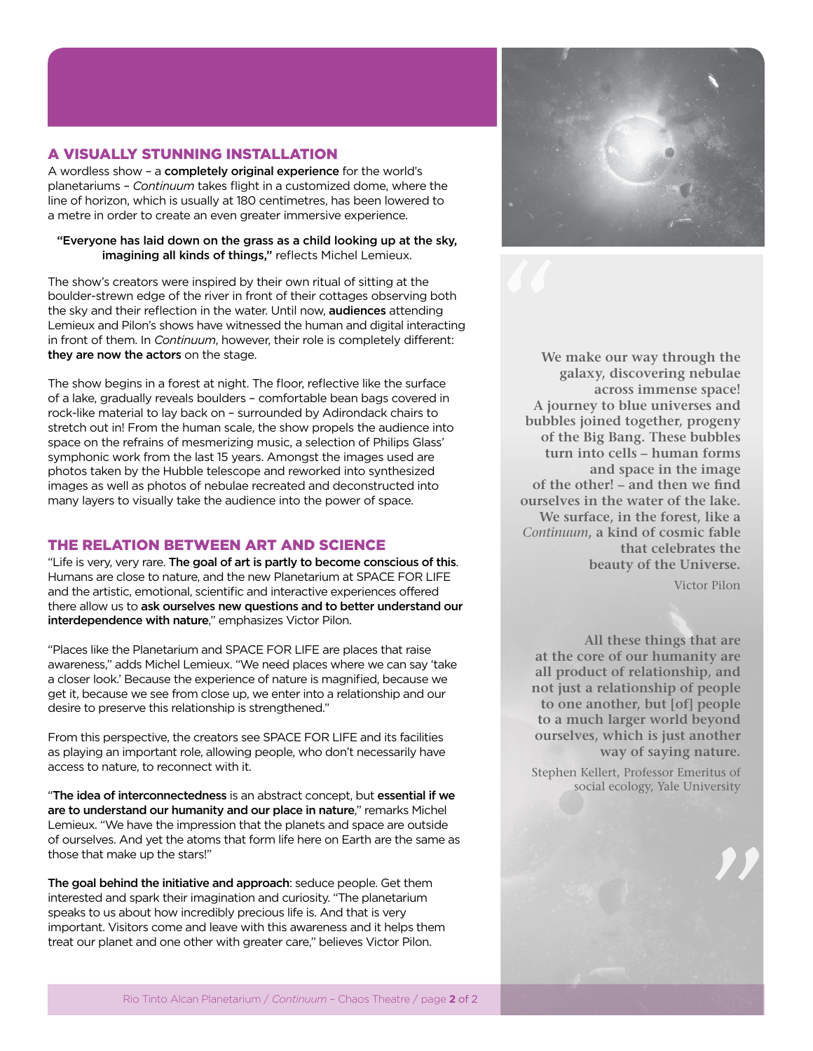## A VISUALLY STUNNING INSTALLATION

A wordless show – a **completely original experience** for the world's planetariums – *Continuum* takes flight in a customized dome, where the line of horizon, which is usually at 180 centimetres, has been lowered to a metre in order to create an even greater immersive experience.

**"Everyone has laid down on the grass as a child looking up at the sky, imagining all kinds of things,"** reflects Michel Lemieux.

The show's creators were inspired by their own ritual of sitting at the boulder-strewn edge of the river in front of their cottages observing both the sky and their reflection in the water. Until now, **audiences** attending Lemieux and Pilon's shows have witnessed the human and digital interacting in front of them. In *Continuum*, however, their role is completely different: **they are now the actors** on the stage.

The show begins in a forest at night. The floor, reflective like the surface of a lake, gradually reveals boulders – comfortable bean bags covered in rock-like material to lay back on – surrounded by Adirondack chairs to stretch out in! From the human scale, the show propels the audience into space on the refrains of mesmerizing music, a selection of Philips Glass' symphonic work from the last 15 years. Amongst the images used are photos taken by the Hubble telescope and reworked into synthesized images as well as photos of nebulae recreated and deconstructed into many layers to visually take the audience into the power of space.

## THE RELATION BETWEEN ART AND SCIENCE

"Life is very, very rare. **The goal of art is partly to become conscious of this**. Humans are close to nature, and the new Planetarium at SPACE FOR LIFE and the artistic, emotional, scientific and interactive experiences offered there allow us to **ask ourselves new questions and to better understand our interdependence with nature**," emphasizes Victor Pilon.

"Places like the Planetarium and SPACE FOR LIFE are places that raise awareness," adds Michel Lemieux. "We need places where we can say 'take a closer look.' Because the experience of nature is magnified, because we get it, because we see from close up, we enter into a relationship and our desire to preserve this relationship is strengthened."

From this perspective, the creators see SPACE FOR LIFE and its facilities as playing an important role, allowing people, who don't necessarily have access to nature, to reconnect with it.

"**The idea of interconnectedness** is an abstract concept, but **essential if we are to understand our humanity and our place in nature**," remarks Michel Lemieux. "We have the impression that the planets and space are outside of ourselves. And yet the atoms that form life here on Earth are the same as those that make up the stars!"

**The goal behind the initiative and approach**: seduce people. Get them interested and spark their imagination and curiosity. "The planetarium speaks to us about how incredibly precious life is. And that is very important. Visitors come and leave with this awareness and it helps them treat our planet and one other with greater care," believes Victor Pilon.

> **We make our way through the galaxy, discovering nebulae across immense space! A journey to blue universes and bubbles joined together, progeny of the Big Bang. These bubbles turn into cells – human forms and space in the image of the other! – and then we find ourselves in the water of the lake. We surface, in the forest, like a *Continuum*, a kind of cosmic fable that celebrates the beauty of the Universe.**
>
> Victor Pilon

> **All these things that are at the core of our humanity are all product of relationship, and not just a relationship of people to one another, but [of] people to a much larger world beyond ourselves, which is just another way of saying nature.**
>
> Stephen Kellert, Professor Emeritus of social ecology, Yale University